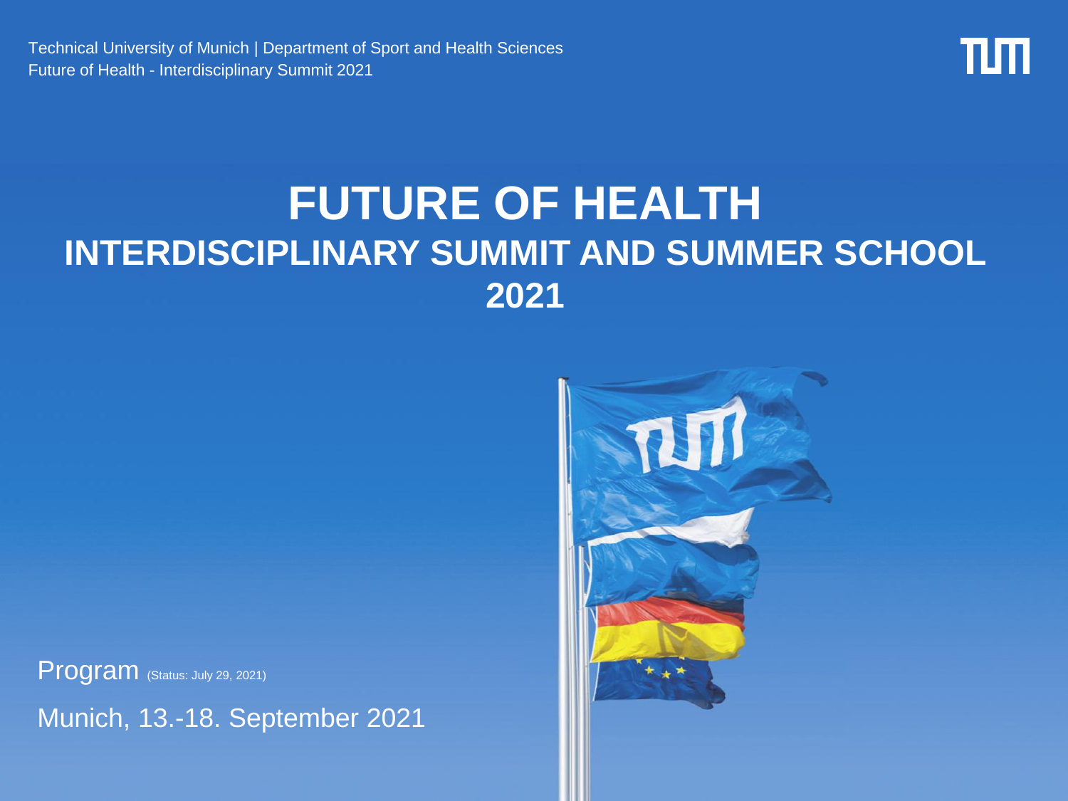Technical University of Munich | Department of Sport and Health Sciences
Future of Health - Interdisciplinary Summit 2021

# FUTURE OF HEALTH
## INTERDISCIPLINARY SUMMIT AND SUMMER SCHOOL 2021

Program (Status: July 29, 2021)

Munich, 13.-18. September 2021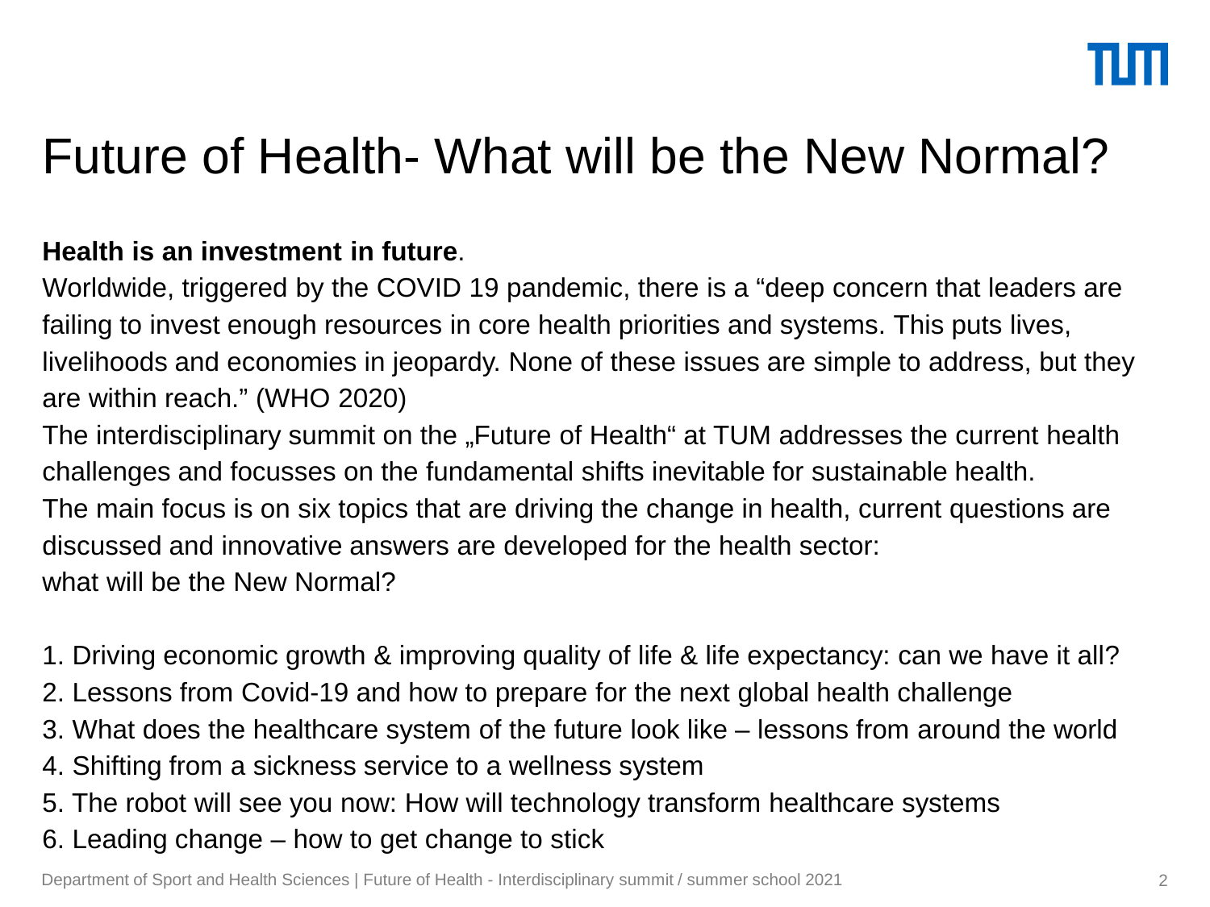# Future of Health- What will be the New Normal?

**Health is an investment in future**.

Worldwide, triggered by the COVID 19 pandemic, there is a "deep concern that leaders are failing to invest enough resources in core health priorities and systems. This puts lives, livelihoods and economies in jeopardy. None of these issues are simple to address, but they are within reach." (WHO 2020)

The interdisciplinary summit on the „Future of Health" at TUM addresses the current health challenges and focusses on the fundamental shifts inevitable for sustainable health.

The main focus is on six topics that are driving the change in health, current questions are discussed and innovative answers are developed for the health sector:
what will be the New Normal?

1. Driving economic growth & improving quality of life & life expectancy: can we have it all?
2. Lessons from Covid-19 and how to prepare for the next global health challenge
3. What does the healthcare system of the future look like – lessons from around the world
4. Shifting from a sickness service to a wellness system
5. The robot will see you now: How will technology transform healthcare systems
6. Leading change – how to get change to stick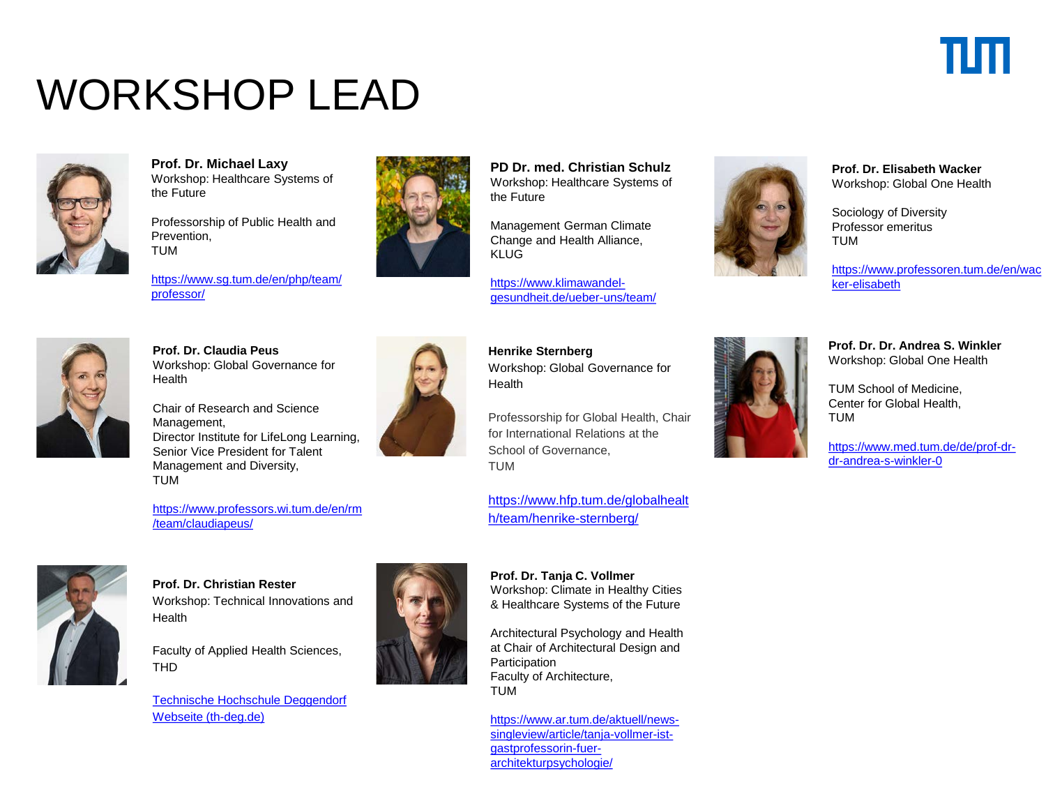# WORKSHOP LEAD

**Prof. Dr. Michael Laxy**
Workshop: Healthcare Systems of the Future

Professorship of Public Health and Prevention,
TUM

https://www.sg.tum.de/en/php/team/professor/

**PD Dr. med. Christian Schulz**
Workshop: Healthcare Systems of the Future

Management German Climate Change and Health Alliance,
KLUG

https://www.klimawandel-gesundheit.de/ueber-uns/team/

**Prof. Dr. Elisabeth Wacker**
Workshop: Global One Health

Sociology of Diversity
Professor emeritus
TUM

https://www.professoren.tum.de/en/wacker-elisabeth

**Prof. Dr. Claudia Peus**
Workshop: Global Governance for Health

Chair of Research and Science Management,
Director Institute for LifeLong Learning,
Senior Vice President for Talent Management and Diversity,
TUM

https://www.professors.wi.tum.de/en/rm/team/claudiapeus/

**Henrike Sternberg**
Workshop: Global Governance for Health

Professorship for Global Health, Chair for International Relations at the School of Governance,
TUM

https://www.hfp.tum.de/globalhealth/team/henrike-sternberg/

**Prof. Dr. Dr. Andrea S. Winkler**
Workshop: Global One Health

TUM School of Medicine,
Center for Global Health,
TUM

https://www.med.tum.de/de/prof-dr-dr-andrea-s-winkler-0

**Prof. Dr. Christian Rester**
Workshop: Technical Innovations and Health

Faculty of Applied Health Sciences,
THD

Technische Hochschule Deggendorf Webseite (th-deg.de)

**Prof. Dr. Tanja C. Vollmer**
Workshop: Climate in Healthy Cities & Healthcare Systems of the Future

Architectural Psychology and Health at Chair of Architectural Design and Participation
Faculty of Architecture,
TUM

https://www.ar.tum.de/aktuell/news-singleview/article/tanja-vollmer-ist-gastprofessorin-fuer-architekturpsychologie/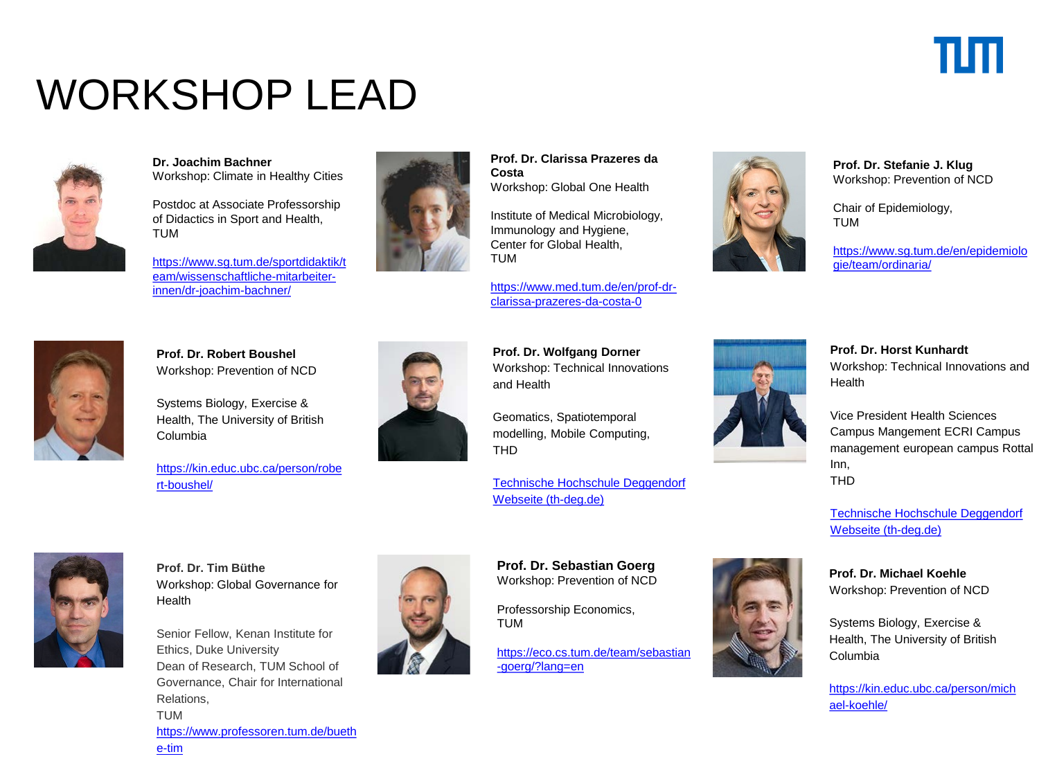# WORKSHOP LEAD

**Dr. Joachim Bachner**
Workshop: Climate in Healthy Cities

Postdoc at Associate Professorship of Didactics in Sport and Health, TUM

https://www.sg.tum.de/sportdidaktik/team/wissenschaftliche-mitarbeiter-innen/dr-joachim-bachner/

**Prof. Dr. Clarissa Prazeres da Costa**
Workshop: Global One Health

Institute of Medical Microbiology, Immunology and Hygiene, Center for Global Health, TUM

https://www.med.tum.de/en/prof-dr-clarissa-prazeres-da-costa-0

**Prof. Dr. Stefanie J. Klug**
Workshop: Prevention of NCD

Chair of Epidemiology, TUM

https://www.sg.tum.de/en/epidemiologie/team/ordinaria/

**Prof. Dr. Robert Boushel**
Workshop: Prevention of NCD

Systems Biology, Exercise & Health, The University of British Columbia

https://kin.educ.ubc.ca/person/robert-boushel/

**Prof. Dr. Wolfgang Dorner**
Workshop: Technical Innovations and Health

Geomatics, Spatiotemporal modelling, Mobile Computing, THD

Technische Hochschule Deggendorf Webseite (th-deg.de)

**Prof. Dr. Horst Kunhardt**
Workshop: Technical Innovations and Health

Vice President Health Sciences Campus Mangement ECRI Campus management european campus Rottal Inn, THD

Technische Hochschule Deggendorf Webseite (th-deg.de)

**Prof. Dr. Tim Büthe**
Workshop: Global Governance for Health

Senior Fellow, Kenan Institute for Ethics, Duke University
Dean of Research, TUM School of Governance, Chair for International Relations, TUM
https://www.professoren.tum.de/buethe-tim

**Prof. Dr. Sebastian Goerg**
Workshop: Prevention of NCD

Professorship Economics, TUM

https://eco.cs.tum.de/team/sebastian-goerg/?lang=en

**Prof. Dr. Michael Koehle**
Workshop: Prevention of NCD

Systems Biology, Exercise & Health, The University of British Columbia

https://kin.educ.ubc.ca/person/michael-koehle/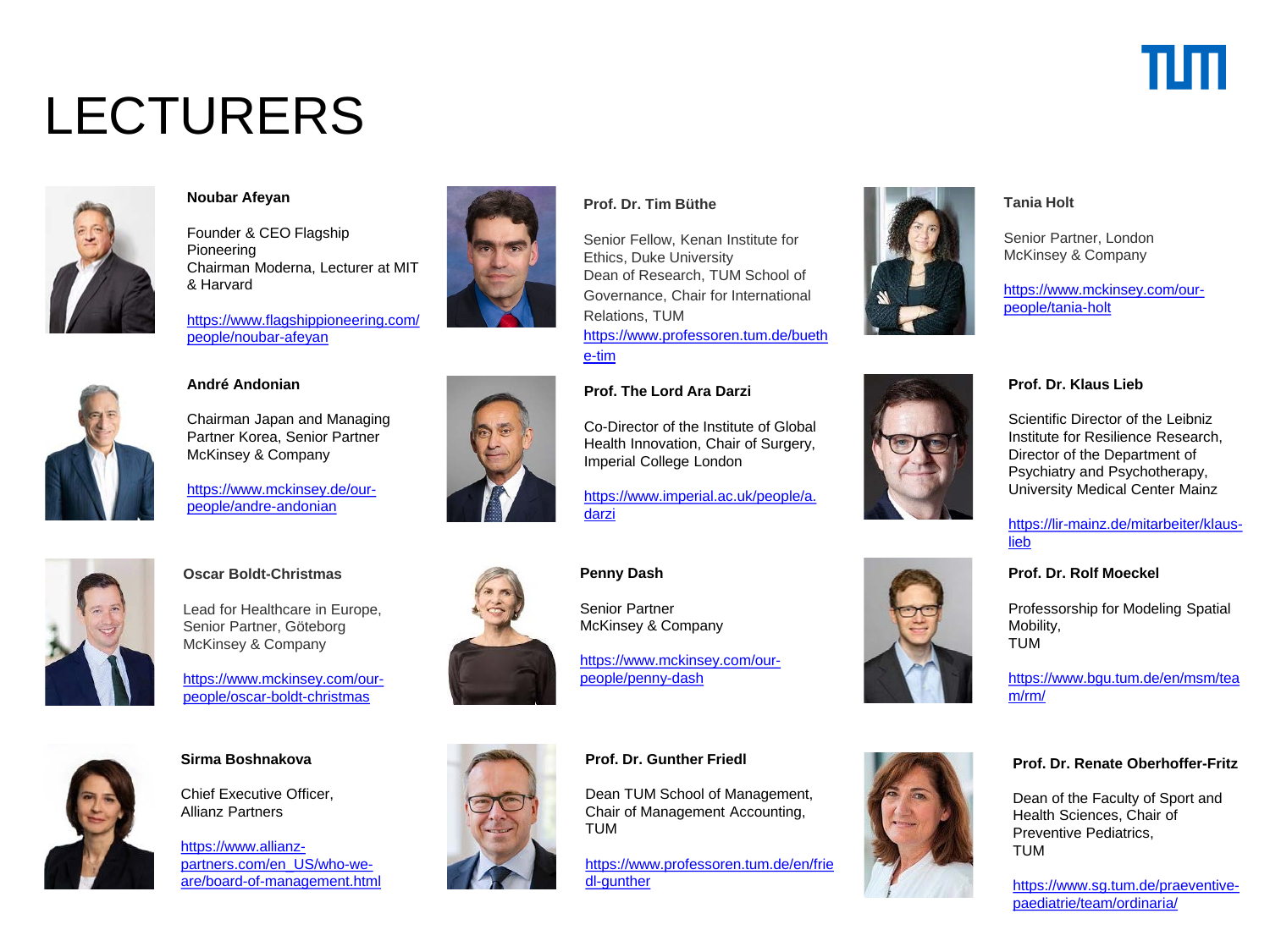# LECTURERS

**Noubar Afeyan**

Founder & CEO Flagship Pioneering
Chairman Moderna, Lecturer at MIT & Harvard

https://www.flagshippioneering.com/people/noubar-afeyan

**André Andonian**

Chairman Japan and Managing Partner Korea, Senior Partner
McKinsey & Company

https://www.mckinsey.de/our-people/andre-andonian

**Oscar Boldt-Christmas**

Lead for Healthcare in Europe, Senior Partner, Göteborg
McKinsey & Company

https://www.mckinsey.com/our-people/oscar-boldt-christmas

**Sirma Boshnakova**

Chief Executive Officer,
Allianz Partners

https://www.allianz-partners.com/en_US/who-we-are/board-of-management.html

**Prof. Dr. Tim Büthe**

Senior Fellow, Kenan Institute for Ethics, Duke University
Dean of Research, TUM School of Governance, Chair for International Relations, TUM

https://www.professoren.tum.de/buethe-tim

**Prof. The Lord Ara Darzi**

Co-Director of the Institute of Global Health Innovation, Chair of Surgery, Imperial College London

https://www.imperial.ac.uk/people/a.darzi

**Penny Dash**

Senior Partner
McKinsey & Company

https://www.mckinsey.com/our-people/penny-dash

**Prof. Dr. Gunther Friedl**

Dean TUM School of Management, Chair of Management Accounting, TUM

https://www.professoren.tum.de/en/friedl-gunther

**Tania Holt**

Senior Partner, London
McKinsey & Company

https://www.mckinsey.com/our-people/tania-holt

**Prof. Dr. Klaus Lieb**

Scientific Director of the Leibniz Institute for Resilience Research, Director of the Department of Psychiatry and Psychotherapy, University Medical Center Mainz

https://lir-mainz.de/mitarbeiter/klaus-lieb

**Prof. Dr. Rolf Moeckel**

Professorship for Modeling Spatial Mobility,
TUM

https://www.bgu.tum.de/en/msm/team/rm/

**Prof. Dr. Renate Oberhoffer-Fritz**

Dean of the Faculty of Sport and Health Sciences, Chair of Preventive Pediatrics,
TUM

https://www.sg.tum.de/praeventive-paediatrie/team/ordinaria/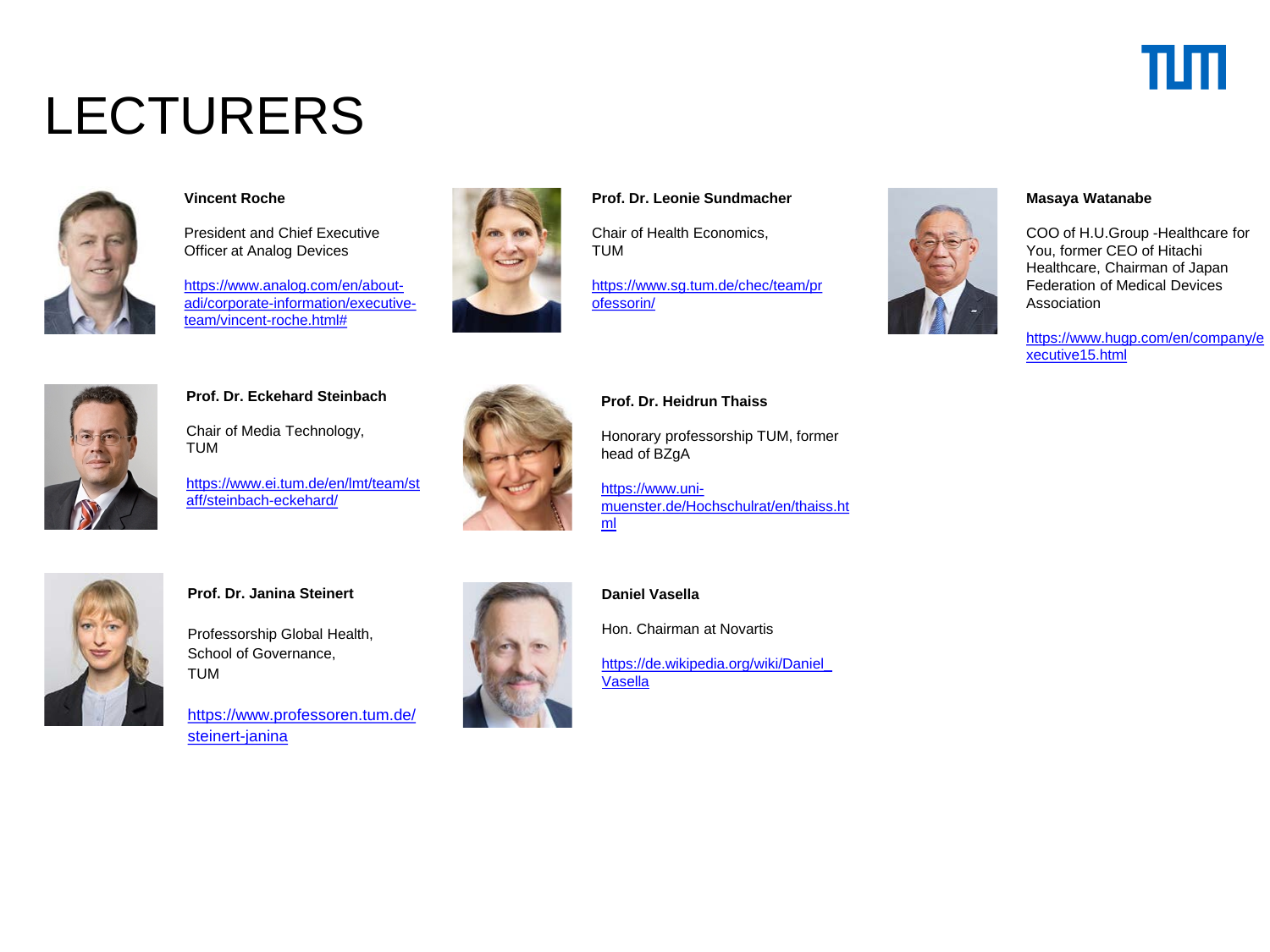# LECTURERS

**Vincent Roche**

President and Chief Executive Officer at Analog Devices

https://www.analog.com/en/about-adi/corporate-information/executive-team/vincent-roche.html#

**Prof. Dr. Leonie Sundmacher**

Chair of Health Economics, TUM

https://www.sg.tum.de/chec/team/professorin/

**Masaya Watanabe**

COO of H.U.Group -Healthcare for You, former CEO of Hitachi Healthcare, Chairman of Japan Federation of Medical Devices Association

https://www.hugp.com/en/company/executive15.html

**Prof. Dr. Eckehard Steinbach**

Chair of Media Technology, TUM

https://www.ei.tum.de/en/lmt/team/staff/steinbach-eckehard/

**Prof. Dr. Heidrun Thaiss**

Honorary professorship TUM, former head of BZgA

https://www.uni-muenster.de/Hochschulrat/en/thaiss.html

**Prof. Dr. Janina Steinert**

Professorship Global Health, School of Governance, TUM

https://www.professoren.tum.de/steinert-janina

**Daniel Vasella**

Hon. Chairman at Novartis

https://de.wikipedia.org/wiki/Daniel_Vasella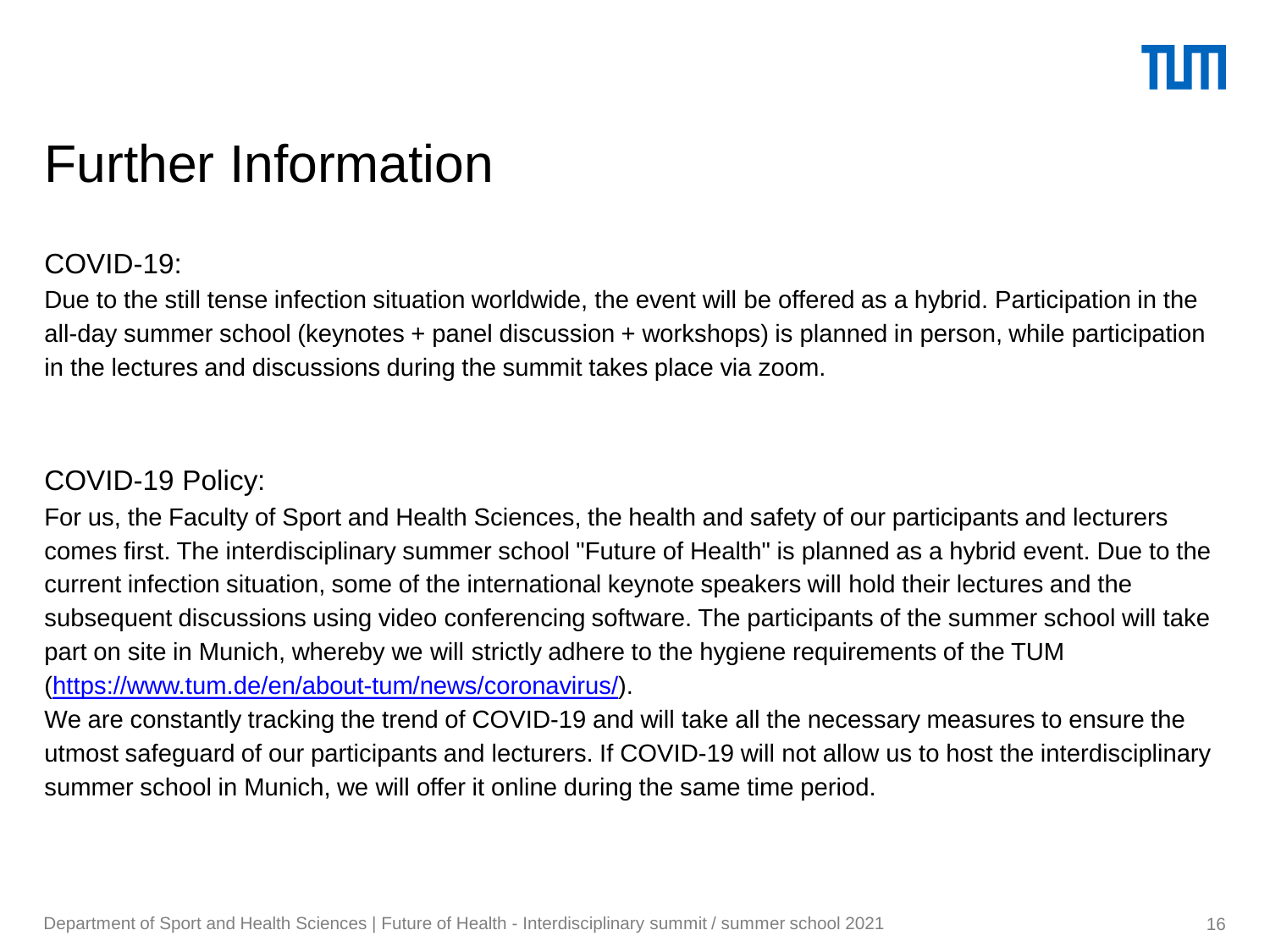# Further Information

COVID-19:

Due to the still tense infection situation worldwide, the event will be offered as a hybrid. Participation in the all-day summer school (keynotes + panel discussion + workshops) is planned in person, while participation in the lectures and discussions during the summit takes place via zoom.

COVID-19 Policy:

For us, the Faculty of Sport and Health Sciences, the health and safety of our participants and lecturers comes first. The interdisciplinary summer school "Future of Health" is planned as a hybrid event. Due to the current infection situation, some of the international keynote speakers will hold their lectures and the subsequent discussions using video conferencing software. The participants of the summer school will take part on site in Munich, whereby we will strictly adhere to the hygiene requirements of the TUM (https://www.tum.de/en/about-tum/news/coronavirus/).

We are constantly tracking the trend of COVID-19 and will take all the necessary measures to ensure the utmost safeguard of our participants and lecturers. If COVID-19 will not allow us to host the interdisciplinary summer school in Munich, we will offer it online during the same time period.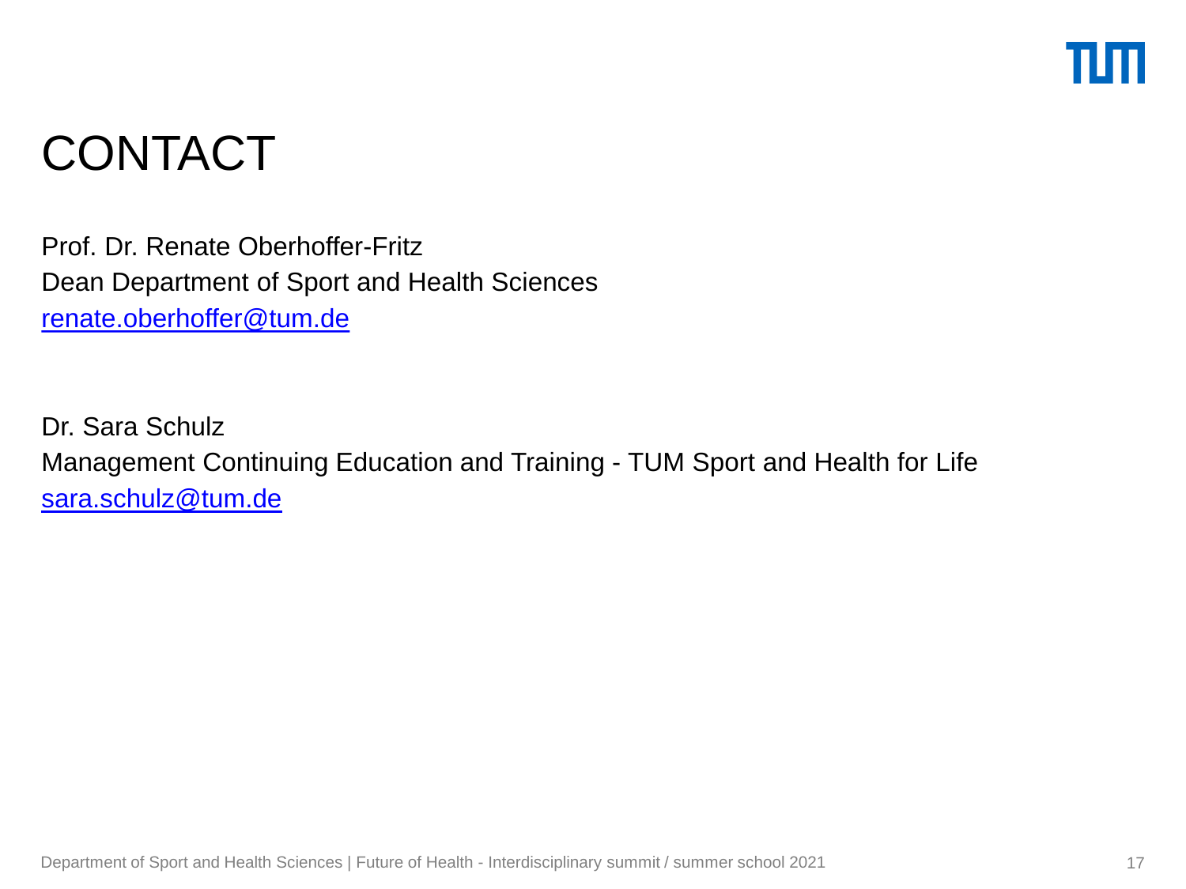# CONTACT

Prof. Dr. Renate Oberhoffer-Fritz
Dean Department of Sport and Health Sciences
[renate.oberhoffer@tum.de](mailto:renate.oberhoffer@tum.de)

Dr. Sara Schulz
Management Continuing Education and Training - TUM Sport and Health for Life
[sara.schulz@tum.de](mailto:sara.schulz@tum.de)